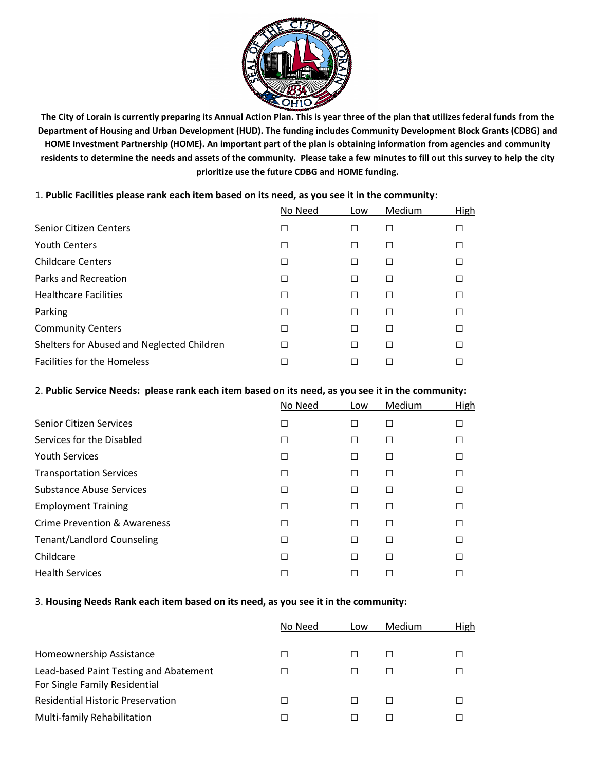**The City of Lorain is currently preparing its Annual Action Plan. This is year three of the plan that utilizes federal funds from the Department of Housing and Urban Development (HUD). The funding includes Community Development Block Grants (CDBG) and HOME Investment Partnership (HOME). An important part of the plan is obtaining information from agencies and community residents to determine the needs and assets of the community. Please take a few minutes to fill out this survey to help the city prioritize use the future CDBG and HOME funding.**

1. **Public Facilities please rank each item based on its need, as you see it in the community:**

| | No Need | Low | Medium | High |
|---|---|---|---|---|
| Senior Citizen Centers | ☐ | ☐ | ☐ | ☐ |
| Youth Centers | ☐ | ☐ | ☐ | ☐ |
| Childcare Centers | ☐ | ☐ | ☐ | ☐ |
| Parks and Recreation | ☐ | ☐ | ☐ | ☐ |
| Healthcare Facilities | ☐ | ☐ | ☐ | ☐ |
| Parking | ☐ | ☐ | ☐ | ☐ |
| Community Centers | ☐ | ☐ | ☐ | ☐ |
| Shelters for Abused and Neglected Children | ☐ | ☐ | ☐ | ☐ |
| Facilities for the Homeless | ☐ | ☐ | ☐ | ☐ |

2. **Public Service Needs: please rank each item based on its need, as you see it in the community:**

| | No Need | Low | Medium | High |
|---|---|---|---|---|
| Senior Citizen Services | ☐ | ☐ | ☐ | ☐ |
| Services for the Disabled | ☐ | ☐ | ☐ | ☐ |
| Youth Services | ☐ | ☐ | ☐ | ☐ |
| Transportation Services | ☐ | ☐ | ☐ | ☐ |
| Substance Abuse Services | ☐ | ☐ | ☐ | ☐ |
| Employment Training | ☐ | ☐ | ☐ | ☐ |
| Crime Prevention & Awareness | ☐ | ☐ | ☐ | ☐ |
| Tenant/Landlord Counseling | ☐ | ☐ | ☐ | ☐ |
| Childcare | ☐ | ☐ | ☐ | ☐ |
| Health Services | ☐ | ☐ | ☐ | ☐ |

3. **Housing Needs Rank each item based on its need, as you see it in the community:**

| | No Need | Low | Medium | High |
|---|---|---|---|---|
| Homeownership Assistance | ☐ | ☐ | ☐ | ☐ |
| Lead-based Paint Testing and Abatement For Single Family Residential | ☐ | ☐ | ☐ | ☐ |
| Residential Historic Preservation | ☐ | ☐ | ☐ | ☐ |
| Multi-family Rehabilitation | ☐ | ☐ | ☐ | ☐ |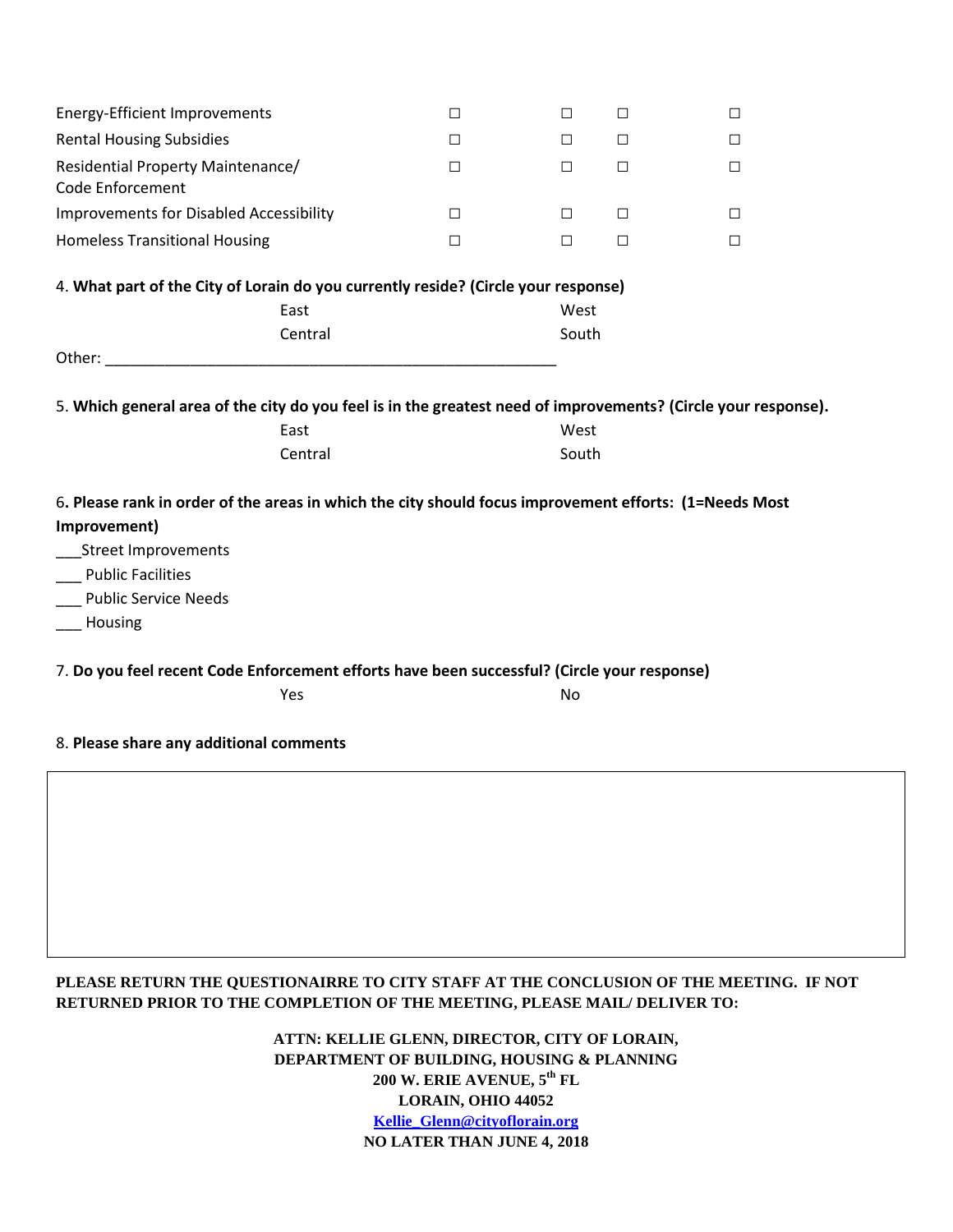| | | | | |
|---|---|---|---|---|
| Energy-Efficient Improvements | ☐ | ☐ | ☐ | ☐ |
| Rental Housing Subsidies | ☐ | ☐ | ☐ | ☐ |
| Residential Property Maintenance/ Code Enforcement | ☐ | ☐ | ☐ | ☐ |
| Improvements for Disabled Accessibility | ☐ | ☐ | ☐ | ☐ |
| Homeless Transitional Housing | ☐ | ☐ | ☐ | ☐ |

4. **What part of the City of Lorain do you currently reside? (Circle your response)**

East West

Central South

Other: ________________________________________________

5. **Which general area of the city do you feel is in the greatest need of improvements? (Circle your response).**

East West

Central South

6**. Please rank in order of the areas in which the city should focus improvement efforts: (1=Needs Most Improvement)**

___Street Improvements

___ Public Facilities

___ Public Service Needs

___ Housing

7. **Do you feel recent Code Enforcement efforts have been successful? (Circle your response)**

Yes No

8. **Please share any additional comments**

**PLEASE RETURN THE QUESTIONAIRRE TO CITY STAFF AT THE CONCLUSION OF THE MEETING. IF NOT RETURNED PRIOR TO THE COMPLETION OF THE MEETING, PLEASE MAIL/ DELIVER TO:**

**ATTN: KELLIE GLENN, DIRECTOR, CITY OF LORAIN,**
**DEPARTMENT OF BUILDING, HOUSING & PLANNING**
**200 W. ERIE AVENUE, 5th FL**
**LORAIN, OHIO 44052**
**Kellie_Glenn@cityoflorain.org**
**NO LATER THAN JUNE 4, 2018**